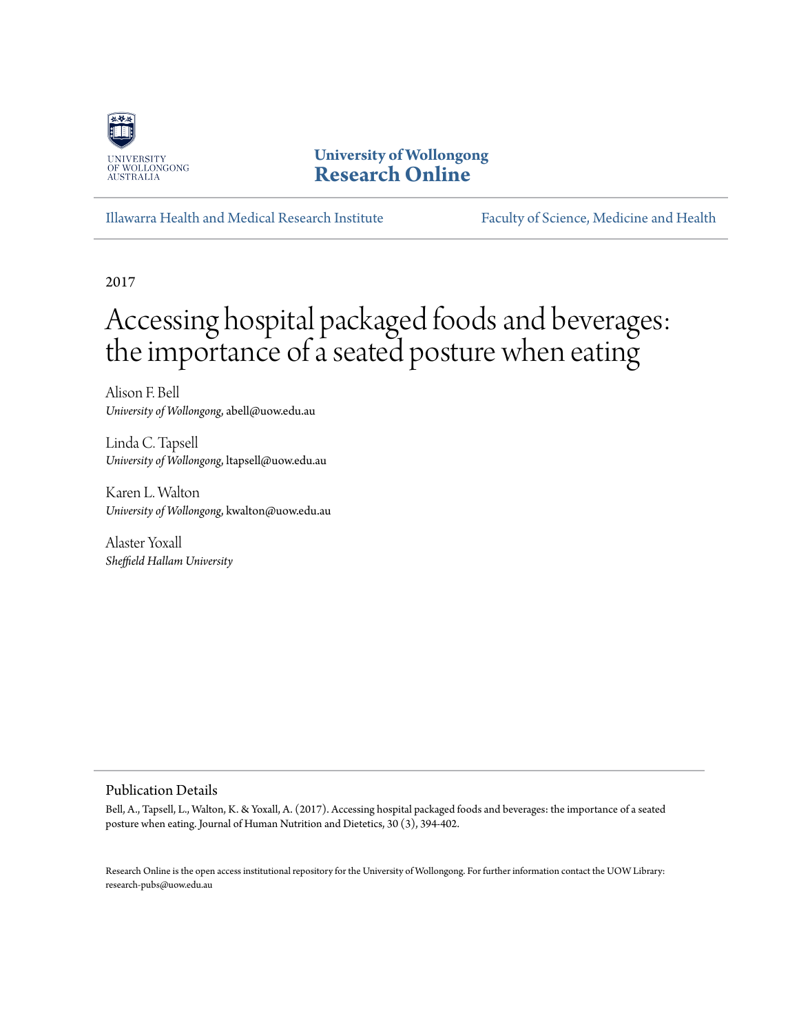University of Wollongong
# Research Online

Illawarra Health and Medical Research Institute

Faculty of Science, Medicine and Health

2017

# Accessing hospital packaged foods and beverages: the importance of a seated posture when eating

Alison F. Bell
*University of Wollongong*, abell@uow.edu.au

Linda C. Tapsell
*University of Wollongong*, ltapsell@uow.edu.au

Karen L. Walton
*University of Wollongong*, kwalton@uow.edu.au

Alaster Yoxall
*Sheffield Hallam University*

## Publication Details

Bell, A., Tapsell, L., Walton, K. & Yoxall, A. (2017). Accessing hospital packaged foods and beverages: the importance of a seated posture when eating. Journal of Human Nutrition and Dietetics, 30 (3), 394-402.

Research Online is the open access institutional repository for the University of Wollongong. For further information contact the UOW Library: research-pubs@uow.edu.au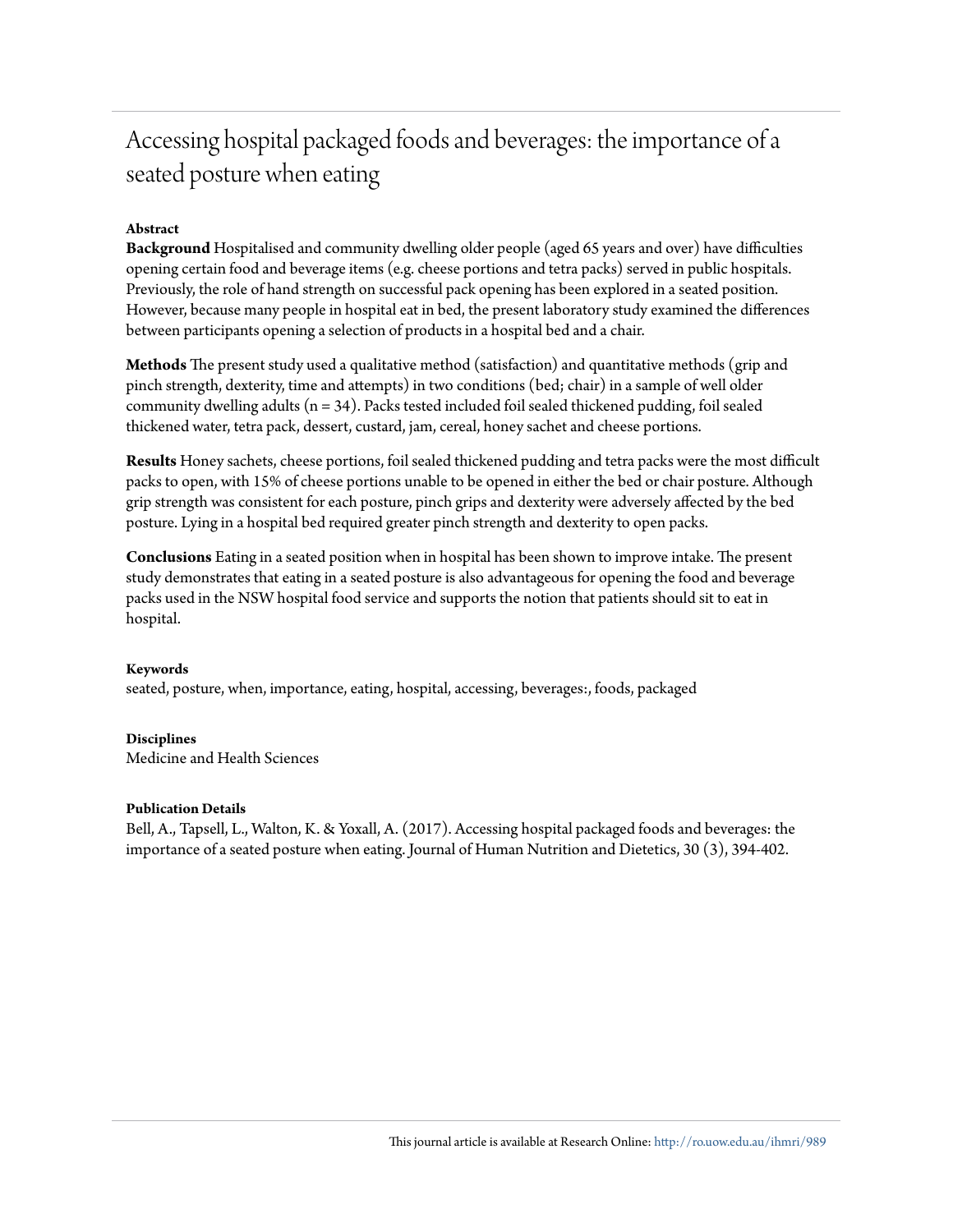# Accessing hospital packaged foods and beverages: the importance of a seated posture when eating

**Abstract**

**Background** Hospitalised and community dwelling older people (aged 65 years and over) have difficulties opening certain food and beverage items (e.g. cheese portions and tetra packs) served in public hospitals. Previously, the role of hand strength on successful pack opening has been explored in a seated position. However, because many people in hospital eat in bed, the present laboratory study examined the differences between participants opening a selection of products in a hospital bed and a chair.

**Methods** The present study used a qualitative method (satisfaction) and quantitative methods (grip and pinch strength, dexterity, time and attempts) in two conditions (bed; chair) in a sample of well older community dwelling adults (n = 34). Packs tested included foil sealed thickened pudding, foil sealed thickened water, tetra pack, dessert, custard, jam, cereal, honey sachet and cheese portions.

**Results** Honey sachets, cheese portions, foil sealed thickened pudding and tetra packs were the most difficult packs to open, with 15% of cheese portions unable to be opened in either the bed or chair posture. Although grip strength was consistent for each posture, pinch grips and dexterity were adversely affected by the bed posture. Lying in a hospital bed required greater pinch strength and dexterity to open packs.

**Conclusions** Eating in a seated position when in hospital has been shown to improve intake. The present study demonstrates that eating in a seated posture is also advantageous for opening the food and beverage packs used in the NSW hospital food service and supports the notion that patients should sit to eat in hospital.

**Keywords**

seated, posture, when, importance, eating, hospital, accessing, beverages:, foods, packaged

**Disciplines**

Medicine and Health Sciences

**Publication Details**

Bell, A., Tapsell, L., Walton, K. & Yoxall, A. (2017). Accessing hospital packaged foods and beverages: the importance of a seated posture when eating. Journal of Human Nutrition and Dietetics, 30 (3), 394-402.

This journal article is available at Research Online: http://ro.uow.edu.au/ihmri/989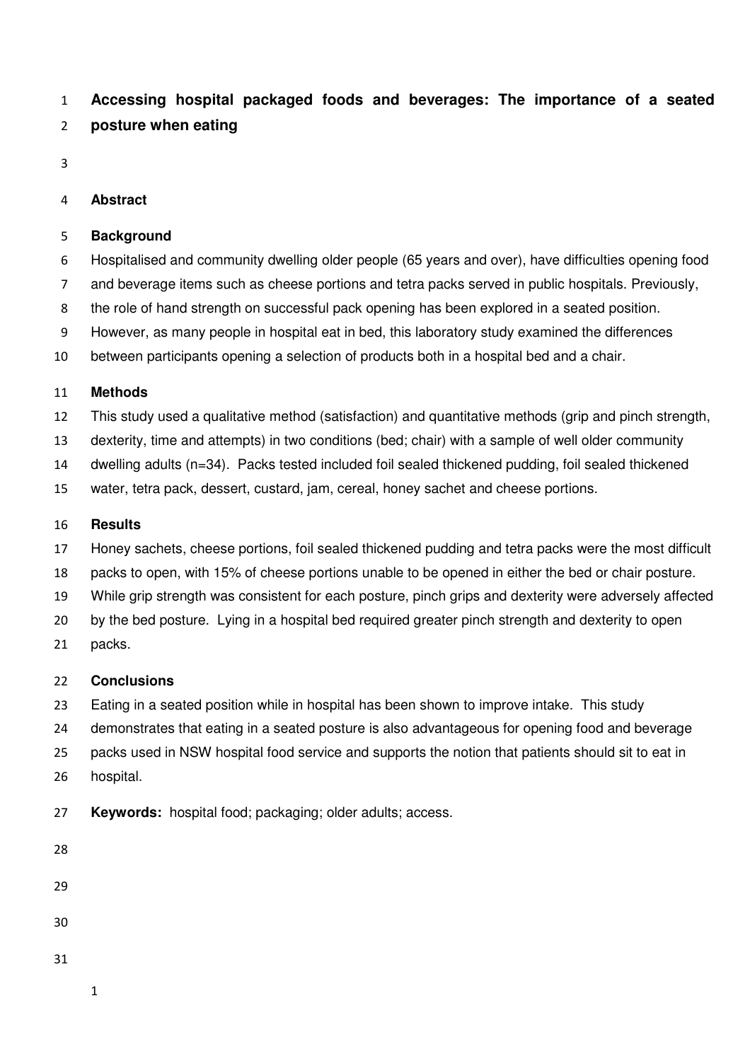# Accessing hospital packaged foods and beverages: The importance of a seated posture when eating

## Abstract

### Background

Hospitalised and community dwelling older people (65 years and over), have difficulties opening food and beverage items such as cheese portions and tetra packs served in public hospitals. Previously, the role of hand strength on successful pack opening has been explored in a seated position. However, as many people in hospital eat in bed, this laboratory study examined the differences between participants opening a selection of products both in a hospital bed and a chair.

### Methods

This study used a qualitative method (satisfaction) and quantitative methods (grip and pinch strength, dexterity, time and attempts) in two conditions (bed; chair) with a sample of well older community dwelling adults (n=34). Packs tested included foil sealed thickened pudding, foil sealed thickened water, tetra pack, dessert, custard, jam, cereal, honey sachet and cheese portions.

### Results

Honey sachets, cheese portions, foil sealed thickened pudding and tetra packs were the most difficult packs to open, with 15% of cheese portions unable to be opened in either the bed or chair posture. While grip strength was consistent for each posture, pinch grips and dexterity were adversely affected by the bed posture. Lying in a hospital bed required greater pinch strength and dexterity to open packs.

### Conclusions

Eating in a seated position while in hospital has been shown to improve intake. This study demonstrates that eating in a seated posture is also advantageous for opening food and beverage packs used in NSW hospital food service and supports the notion that patients should sit to eat in hospital.

**Keywords:** hospital food; packaging; older adults; access.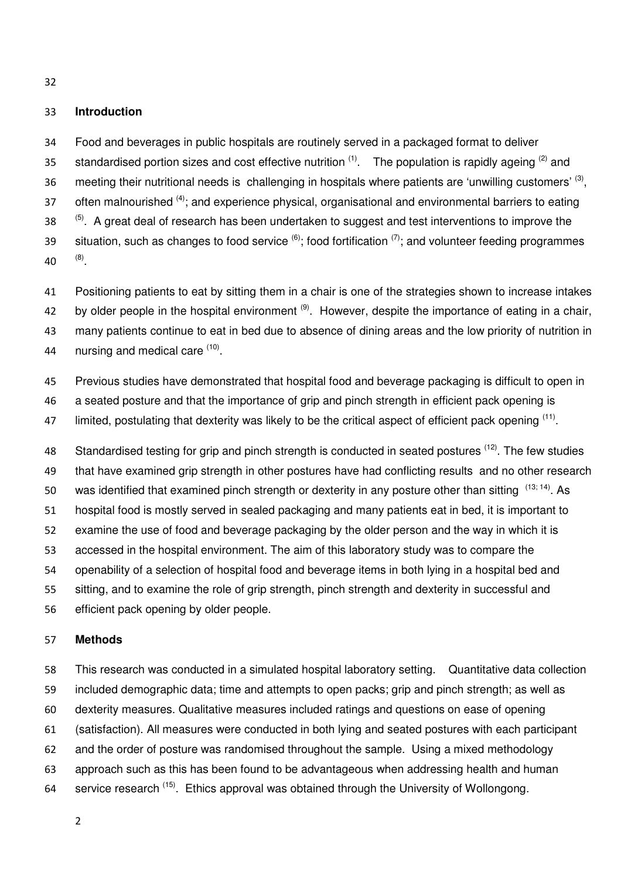## Introduction

Food and beverages in public hospitals are routinely served in a packaged format to deliver standardised portion sizes and cost effective nutrition [(1)]. The population is rapidly ageing [(2)] and meeting their nutritional needs is challenging in hospitals where patients are 'unwilling customers' [(3)], often malnourished [(4)]; and experience physical, organisational and environmental barriers to eating [(5)]. A great deal of research has been undertaken to suggest and test interventions to improve the situation, such as changes to food service [(6)]; food fortification [(7)]; and volunteer feeding programmes [(8)].

Positioning patients to eat by sitting them in a chair is one of the strategies shown to increase intakes by older people in the hospital environment [(9)]. However, despite the importance of eating in a chair, many patients continue to eat in bed due to absence of dining areas and the low priority of nutrition in nursing and medical care [(10)].

Previous studies have demonstrated that hospital food and beverage packaging is difficult to open in a seated posture and that the importance of grip and pinch strength in efficient pack opening is limited, postulating that dexterity was likely to be the critical aspect of efficient pack opening [(11)].

Standardised testing for grip and pinch strength is conducted in seated postures [(12)]. The few studies that have examined grip strength in other postures have had conflicting results and no other research was identified that examined pinch strength or dexterity in any posture other than sitting [(13; 14)]. As hospital food is mostly served in sealed packaging and many patients eat in bed, it is important to examine the use of food and beverage packaging by the older person and the way in which it is accessed in the hospital environment. The aim of this laboratory study was to compare the openability of a selection of hospital food and beverage items in both lying in a hospital bed and sitting, and to examine the role of grip strength, pinch strength and dexterity in successful and efficient pack opening by older people.

## Methods

This research was conducted in a simulated hospital laboratory setting. Quantitative data collection included demographic data; time and attempts to open packs; grip and pinch strength; as well as dexterity measures. Qualitative measures included ratings and questions on ease of opening (satisfaction). All measures were conducted in both lying and seated postures with each participant and the order of posture was randomised throughout the sample. Using a mixed methodology approach such as this has been found to be advantageous when addressing health and human service research [(15)]. Ethics approval was obtained through the University of Wollongong.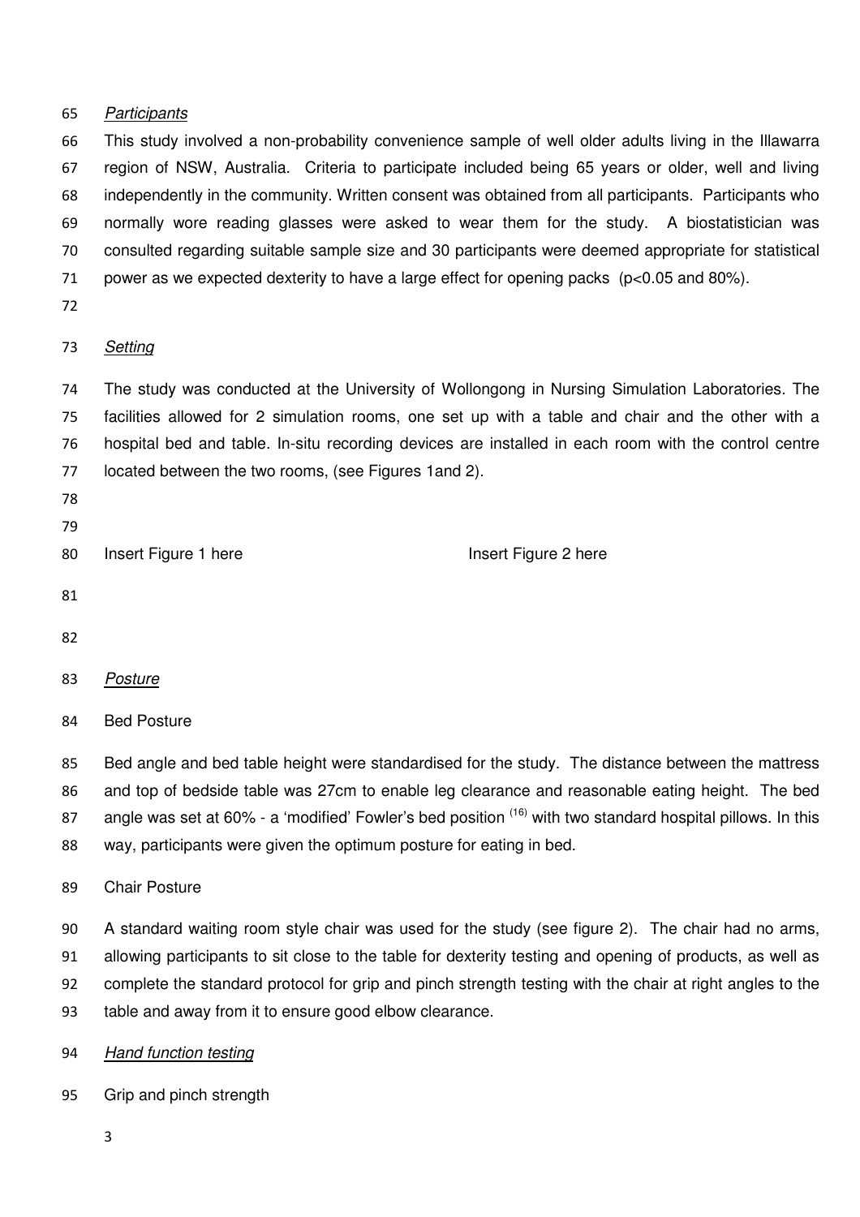*Participants*

This study involved a non-probability convenience sample of well older adults living in the Illawarra region of NSW, Australia. Criteria to participate included being 65 years or older, well and living independently in the community. Written consent was obtained from all participants. Participants who normally wore reading glasses were asked to wear them for the study. A biostatistician was consulted regarding suitable sample size and 30 participants were deemed appropriate for statistical power as we expected dexterity to have a large effect for opening packs ($p<0.05$ and 80%).

*Setting*

The study was conducted at the University of Wollongong in Nursing Simulation Laboratories. The facilities allowed for 2 simulation rooms, one set up with a table and chair and the other with a hospital bed and table. In-situ recording devices are installed in each room with the control centre located between the two rooms, (see Figures 1and 2).

Insert Figure 1 here Insert Figure 2 here

*Posture*

Bed Posture

Bed angle and bed table height were standardised for the study. The distance between the mattress and top of bedside table was 27cm to enable leg clearance and reasonable eating height. The bed angle was set at 60% - a 'modified' Fowler's bed position [16] with two standard hospital pillows. In this way, participants were given the optimum posture for eating in bed.

Chair Posture

A standard waiting room style chair was used for the study (see figure 2). The chair had no arms, allowing participants to sit close to the table for dexterity testing and opening of products, as well as complete the standard protocol for grip and pinch strength testing with the chair at right angles to the table and away from it to ensure good elbow clearance.

*Hand function testing*

Grip and pinch strength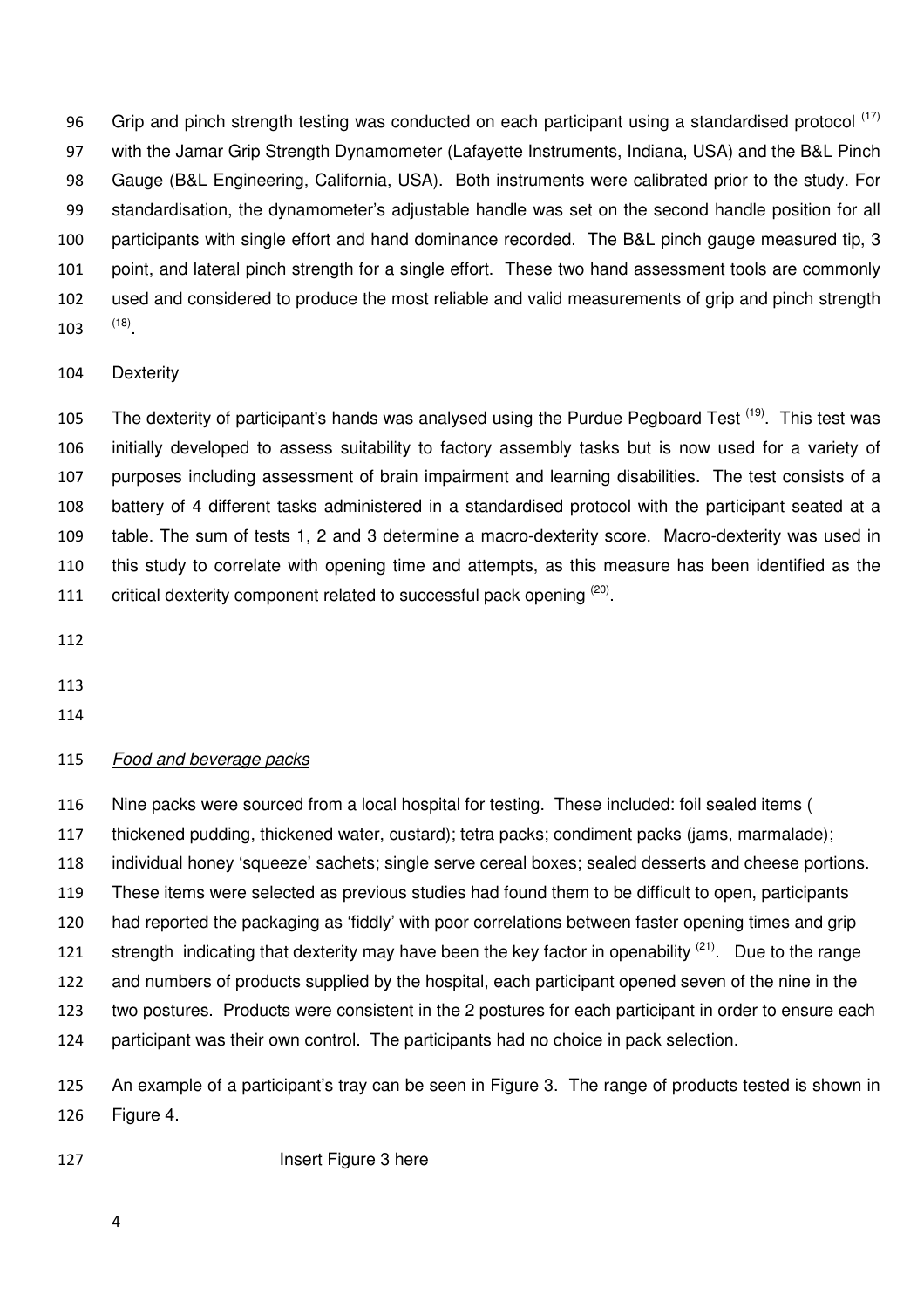Grip and pinch strength testing was conducted on each participant using a standardised protocol [17] with the Jamar Grip Strength Dynamometer (Lafayette Instruments, Indiana, USA) and the B&L Pinch Gauge (B&L Engineering, California, USA). Both instruments were calibrated prior to the study. For standardisation, the dynamometer's adjustable handle was set on the second handle position for all participants with single effort and hand dominance recorded. The B&L pinch gauge measured tip, 3 point, and lateral pinch strength for a single effort. These two hand assessment tools are commonly used and considered to produce the most reliable and valid measurements of grip and pinch strength [18].

Dexterity

The dexterity of participant's hands was analysed using the Purdue Pegboard Test [19]. This test was initially developed to assess suitability to factory assembly tasks but is now used for a variety of purposes including assessment of brain impairment and learning disabilities. The test consists of a battery of 4 different tasks administered in a standardised protocol with the participant seated at a table. The sum of tests 1, 2 and 3 determine a macro-dexterity score. Macro-dexterity was used in this study to correlate with opening time and attempts, as this measure has been identified as the critical dexterity component related to successful pack opening [20].

*Food and beverage packs*

Nine packs were sourced from a local hospital for testing. These included: foil sealed items ( thickened pudding, thickened water, custard); tetra packs; condiment packs (jams, marmalade); individual honey 'squeeze' sachets; single serve cereal boxes; sealed desserts and cheese portions. These items were selected as previous studies had found them to be difficult to open, participants had reported the packaging as 'fiddly' with poor correlations between faster opening times and grip strength indicating that dexterity may have been the key factor in openability [21]. Due to the range and numbers of products supplied by the hospital, each participant opened seven of the nine in the two postures. Products were consistent in the 2 postures for each participant in order to ensure each participant was their own control. The participants had no choice in pack selection.

An example of a participant's tray can be seen in Figure 3. The range of products tested is shown in Figure 4.

Insert Figure 3 here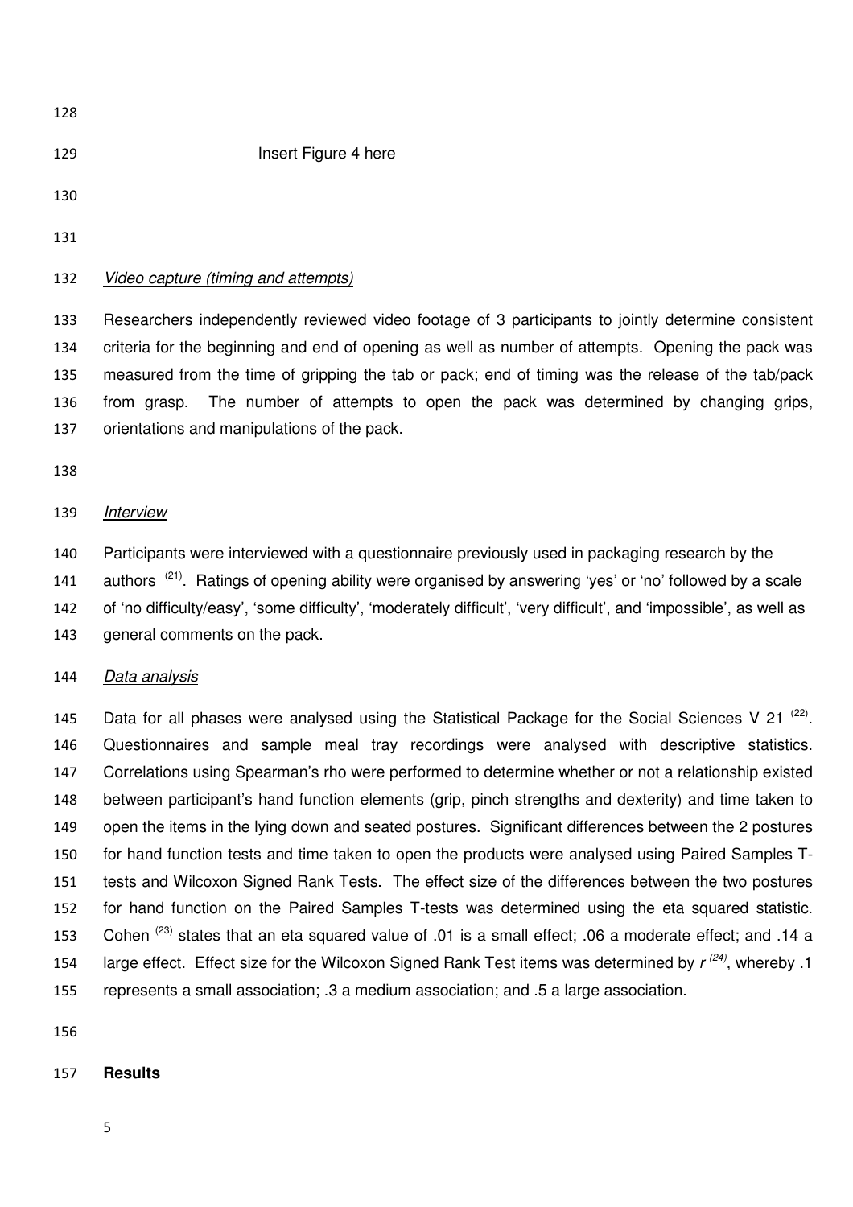Insert Figure 4 here

*Video capture (timing and attempts)*

Researchers independently reviewed video footage of 3 participants to jointly determine consistent criteria for the beginning and end of opening as well as number of attempts. Opening the pack was measured from the time of gripping the tab or pack; end of timing was the release of the tab/pack from grasp. The number of attempts to open the pack was determined by changing grips, orientations and manipulations of the pack.

*Interview*

Participants were interviewed with a questionnaire previously used in packaging research by the authors [21]. Ratings of opening ability were organised by answering 'yes' or 'no' followed by a scale of 'no difficulty/easy', 'some difficulty', 'moderately difficult', 'very difficult', and 'impossible', as well as general comments on the pack.

*Data analysis*

Data for all phases were analysed using the Statistical Package for the Social Sciences V 21 [22]. Questionnaires and sample meal tray recordings were analysed with descriptive statistics. Correlations using Spearman's rho were performed to determine whether or not a relationship existed between participant's hand function elements (grip, pinch strengths and dexterity) and time taken to open the items in the lying down and seated postures. Significant differences between the 2 postures for hand function tests and time taken to open the products were analysed using Paired Samples T-tests and Wilcoxon Signed Rank Tests. The effect size of the differences between the two postures for hand function on the Paired Samples T-tests was determined using the eta squared statistic. Cohen [23] states that an eta squared value of .01 is a small effect; .06 a moderate effect; and .14 a large effect. Effect size for the Wilcoxon Signed Rank Test items was determined by *r* [24], whereby .1 represents a small association; .3 a medium association; and .5 a large association.

**Results**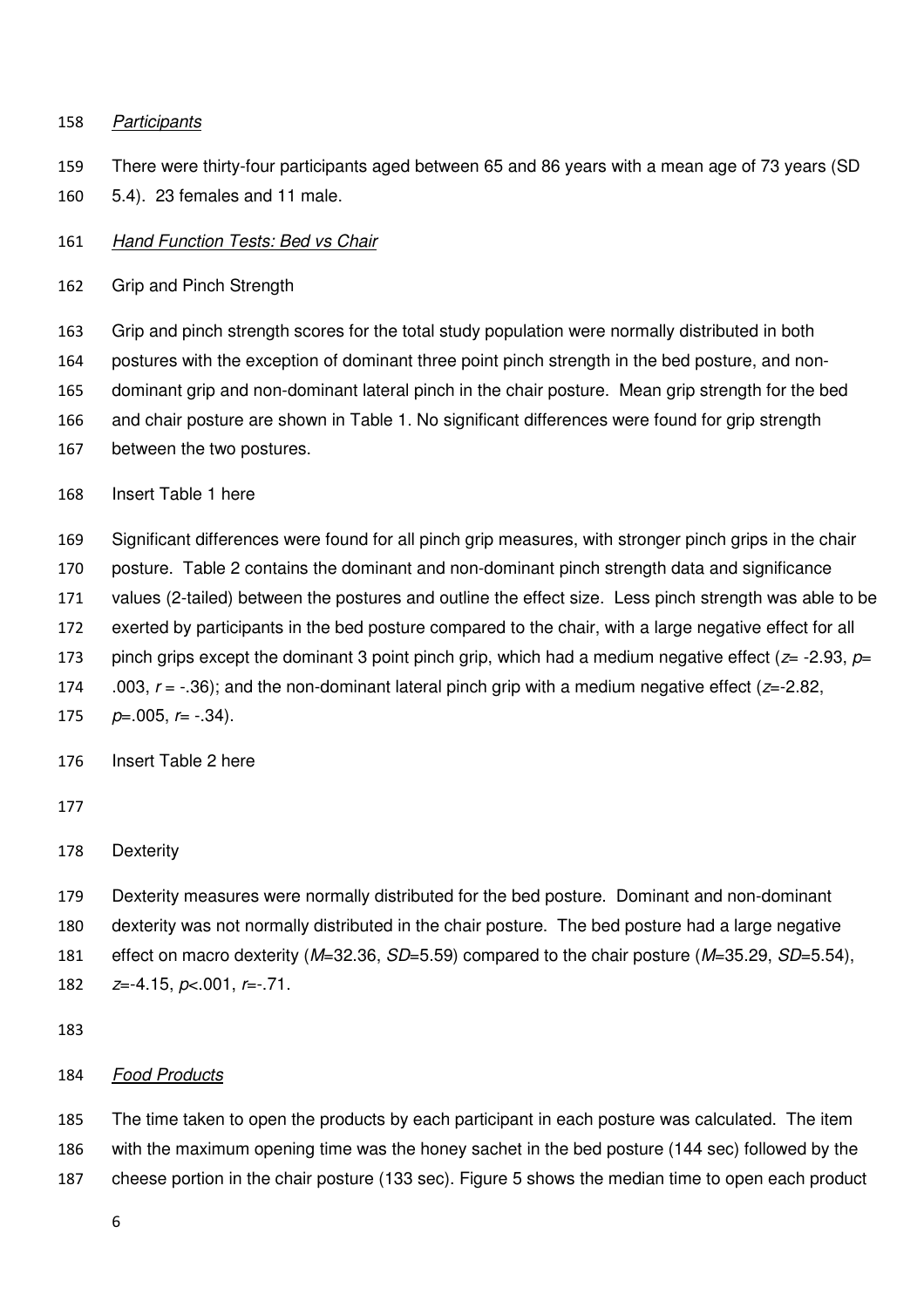*Participants*

There were thirty-four participants aged between 65 and 86 years with a mean age of 73 years (SD 5.4). 23 females and 11 male.

*Hand Function Tests: Bed vs Chair*

Grip and Pinch Strength

Grip and pinch strength scores for the total study population were normally distributed in both postures with the exception of dominant three point pinch strength in the bed posture, and non-dominant grip and non-dominant lateral pinch in the chair posture. Mean grip strength for the bed and chair posture are shown in Table 1. No significant differences were found for grip strength between the two postures.

Insert Table 1 here

Significant differences were found for all pinch grip measures, with stronger pinch grips in the chair posture. Table 2 contains the dominant and non-dominant pinch strength data and significance values (2-tailed) between the postures and outline the effect size. Less pinch strength was able to be exerted by participants in the bed posture compared to the chair, with a large negative effect for all pinch grips except the dominant 3 point pinch grip, which had a medium negative effect ($z$= -2.93, $p$= .003, $r$ = -.36); and the non-dominant lateral pinch grip with a medium negative effect ($z$=-2.82, $p$=.005, $r$= -.34).

Insert Table 2 here

Dexterity

Dexterity measures were normally distributed for the bed posture. Dominant and non-dominant dexterity was not normally distributed in the chair posture. The bed posture had a large negative effect on macro dexterity ($M$=32.36, $SD$=5.59) compared to the chair posture ($M$=35.29, $SD$=5.54), $z$=-4.15, $p$<.001, $r$=-.71.

*Food Products*

The time taken to open the products by each participant in each posture was calculated. The item with the maximum opening time was the honey sachet in the bed posture (144 sec) followed by the cheese portion in the chair posture (133 sec). Figure 5 shows the median time to open each product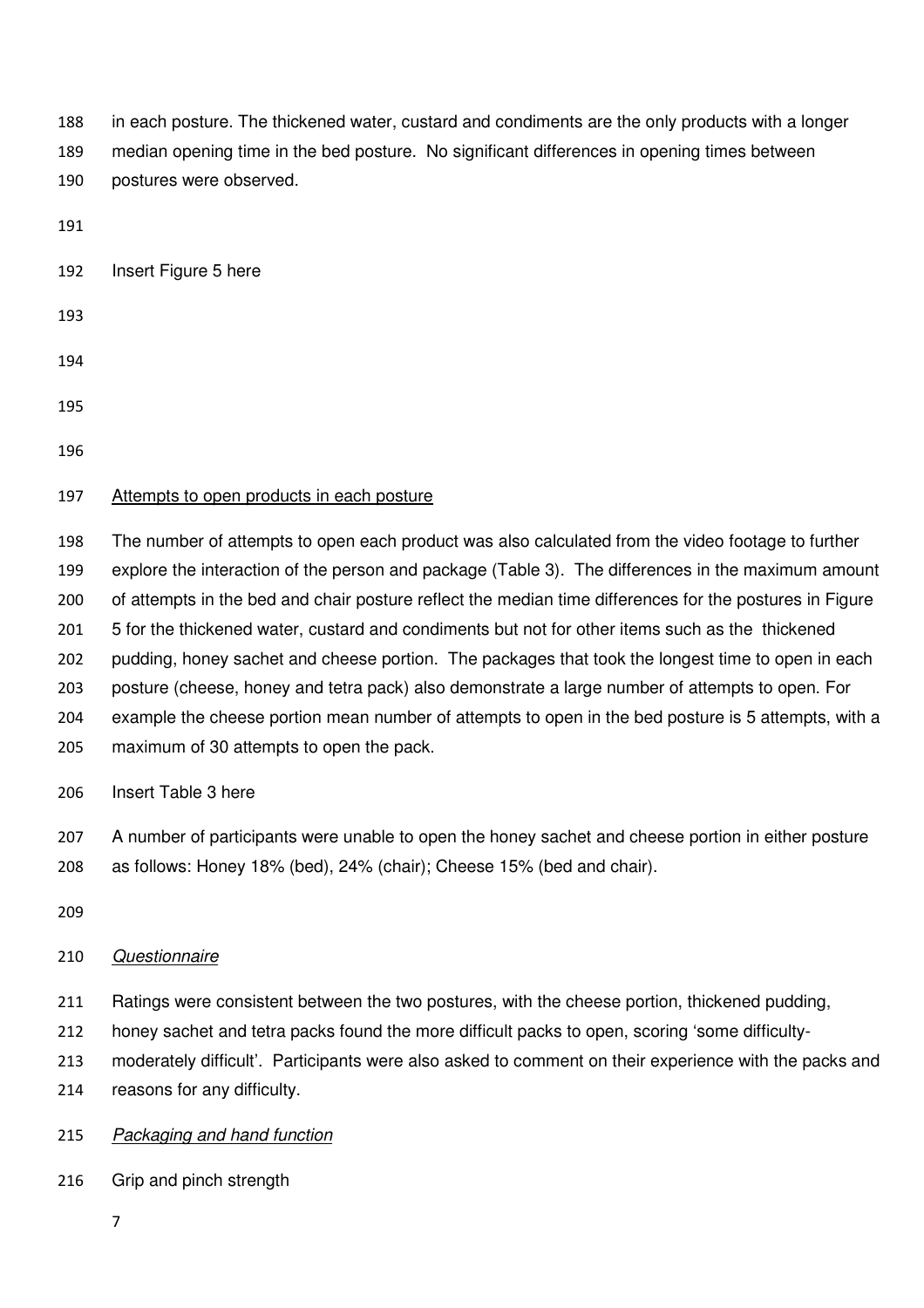in each posture. The thickened water, custard and condiments are the only products with a longer median opening time in the bed posture. No significant differences in opening times between postures were observed.

Insert Figure 5 here

Attempts to open products in each posture

The number of attempts to open each product was also calculated from the video footage to further explore the interaction of the person and package (Table 3). The differences in the maximum amount of attempts in the bed and chair posture reflect the median time differences for the postures in Figure 5 for the thickened water, custard and condiments but not for other items such as the thickened pudding, honey sachet and cheese portion. The packages that took the longest time to open in each posture (cheese, honey and tetra pack) also demonstrate a large number of attempts to open. For example the cheese portion mean number of attempts to open in the bed posture is 5 attempts, with a maximum of 30 attempts to open the pack.

Insert Table 3 here

A number of participants were unable to open the honey sachet and cheese portion in either posture as follows: Honey 18% (bed), 24% (chair); Cheese 15% (bed and chair).

*Questionnaire*

Ratings were consistent between the two postures, with the cheese portion, thickened pudding, honey sachet and tetra packs found the more difficult packs to open, scoring 'some difficulty-moderately difficult'. Participants were also asked to comment on their experience with the packs and reasons for any difficulty.

*Packaging and hand function*

Grip and pinch strength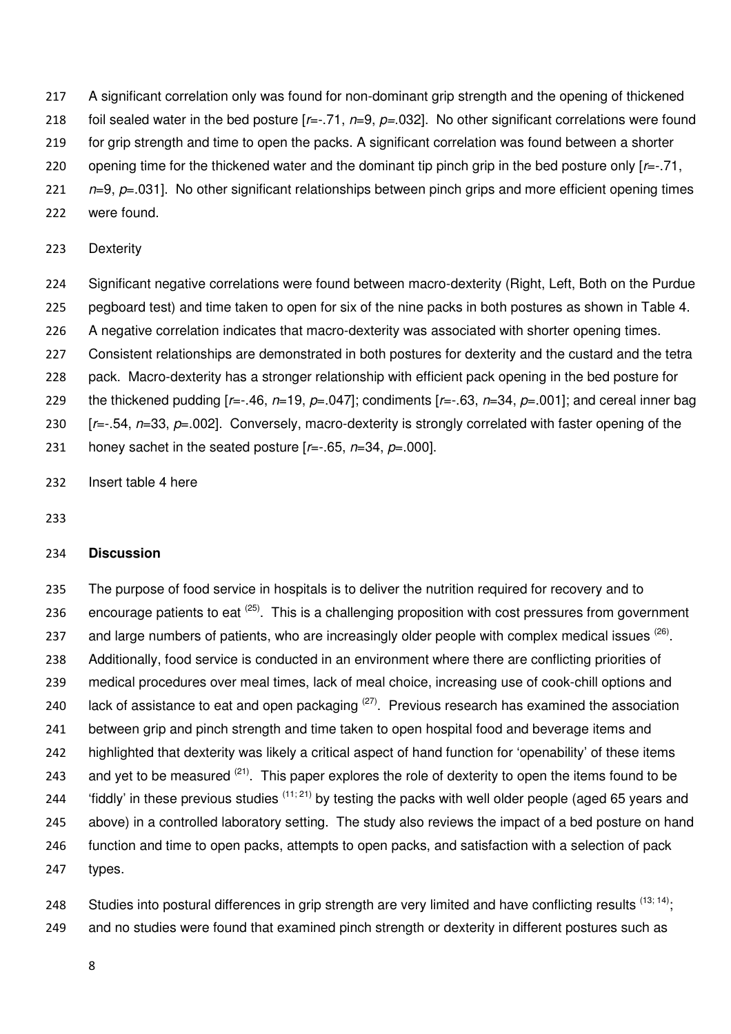A significant correlation only was found for non-dominant grip strength and the opening of thickened foil sealed water in the bed posture [$r$=-.71, $n$=9, $p$=.032]. No other significant correlations were found for grip strength and time to open the packs. A significant correlation was found between a shorter opening time for the thickened water and the dominant tip pinch grip in the bed posture only [$r$=-.71, $n$=9, $p$=.031]. No other significant relationships between pinch grips and more efficient opening times were found.

Dexterity

Significant negative correlations were found between macro-dexterity (Right, Left, Both on the Purdue pegboard test) and time taken to open for six of the nine packs in both postures as shown in Table 4. A negative correlation indicates that macro-dexterity was associated with shorter opening times. Consistent relationships are demonstrated in both postures for dexterity and the custard and the tetra pack. Macro-dexterity has a stronger relationship with efficient pack opening in the bed posture for the thickened pudding [$r$=-.46, $n$=19, $p$=.047]; condiments [$r$=-.63, $n$=34, $p$=.001]; and cereal inner bag [$r$=-.54, $n$=33, $p$=.002]. Conversely, macro-dexterity is strongly correlated with faster opening of the honey sachet in the seated posture [$r$=-.65, $n$=34, $p$=.000].

Insert table 4 here

## Discussion

The purpose of food service in hospitals is to deliver the nutrition required for recovery and to encourage patients to eat [25]. This is a challenging proposition with cost pressures from government and large numbers of patients, who are increasingly older people with complex medical issues [26]. Additionally, food service is conducted in an environment where there are conflicting priorities of medical procedures over meal times, lack of meal choice, increasing use of cook-chill options and lack of assistance to eat and open packaging [27]. Previous research has examined the association between grip and pinch strength and time taken to open hospital food and beverage items and highlighted that dexterity was likely a critical aspect of hand function for 'openability' of these items and yet to be measured [21]. This paper explores the role of dexterity to open the items found to be 'fiddly' in these previous studies [11; 21] by testing the packs with well older people (aged 65 years and above) in a controlled laboratory setting. The study also reviews the impact of a bed posture on hand function and time to open packs, attempts to open packs, and satisfaction with a selection of pack types.

Studies into postural differences in grip strength are very limited and have conflicting results [13; 14]; and no studies were found that examined pinch strength or dexterity in different postures such as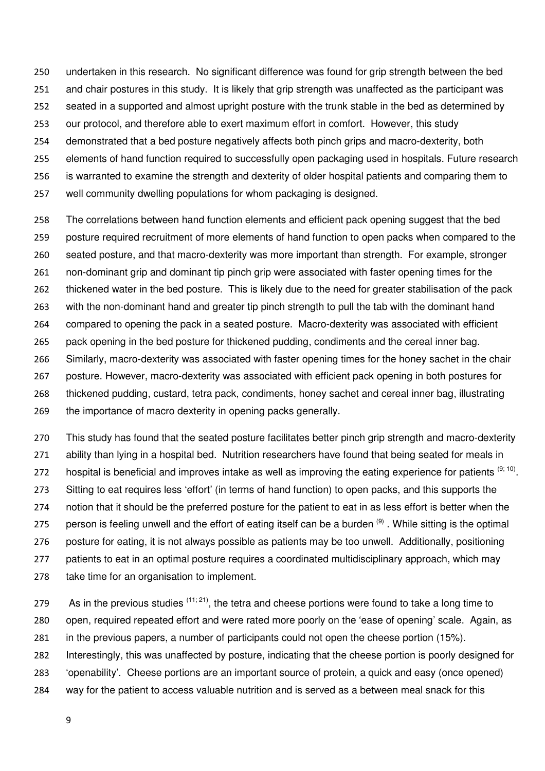undertaken in this research. No significant difference was found for grip strength between the bed and chair postures in this study. It is likely that grip strength was unaffected as the participant was seated in a supported and almost upright posture with the trunk stable in the bed as determined by our protocol, and therefore able to exert maximum effort in comfort. However, this study demonstrated that a bed posture negatively affects both pinch grips and macro-dexterity, both elements of hand function required to successfully open packaging used in hospitals. Future research is warranted to examine the strength and dexterity of older hospital patients and comparing them to well community dwelling populations for whom packaging is designed.

The correlations between hand function elements and efficient pack opening suggest that the bed posture required recruitment of more elements of hand function to open packs when compared to the seated posture, and that macro-dexterity was more important than strength. For example, stronger non-dominant grip and dominant tip pinch grip were associated with faster opening times for the thickened water in the bed posture. This is likely due to the need for greater stabilisation of the pack with the non-dominant hand and greater tip pinch strength to pull the tab with the dominant hand compared to opening the pack in a seated posture. Macro-dexterity was associated with efficient pack opening in the bed posture for thickened pudding, condiments and the cereal inner bag. Similarly, macro-dexterity was associated with faster opening times for the honey sachet in the chair posture. However, macro-dexterity was associated with efficient pack opening in both postures for thickened pudding, custard, tetra pack, condiments, honey sachet and cereal inner bag, illustrating the importance of macro dexterity in opening packs generally.

This study has found that the seated posture facilitates better pinch grip strength and macro-dexterity ability than lying in a hospital bed. Nutrition researchers have found that being seated for meals in hospital is beneficial and improves intake as well as improving the eating experience for patients [9; 10]. Sitting to eat requires less 'effort' (in terms of hand function) to open packs, and this supports the notion that it should be the preferred posture for the patient to eat in as less effort is better when the person is feeling unwell and the effort of eating itself can be a burden [9] . While sitting is the optimal posture for eating, it is not always possible as patients may be too unwell. Additionally, positioning patients to eat in an optimal posture requires a coordinated multidisciplinary approach, which may take time for an organisation to implement.

As in the previous studies [11; 21], the tetra and cheese portions were found to take a long time to open, required repeated effort and were rated more poorly on the 'ease of opening' scale. Again, as in the previous papers, a number of participants could not open the cheese portion (15%). Interestingly, this was unaffected by posture, indicating that the cheese portion is poorly designed for 'openability'. Cheese portions are an important source of protein, a quick and easy (once opened) way for the patient to access valuable nutrition and is served as a between meal snack for this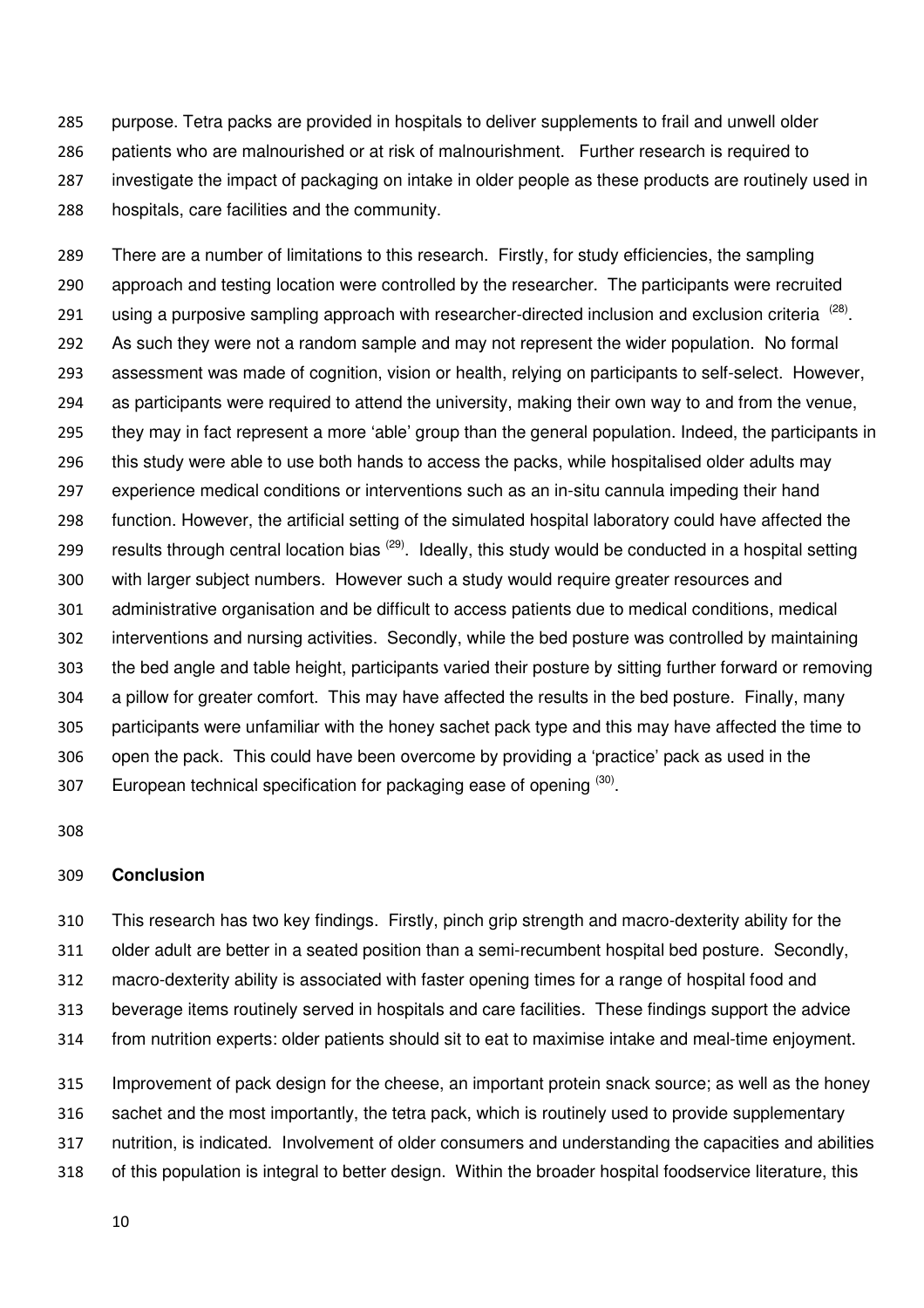purpose. Tetra packs are provided in hospitals to deliver supplements to frail and unwell older patients who are malnourished or at risk of malnourishment. Further research is required to investigate the impact of packaging on intake in older people as these products are routinely used in hospitals, care facilities and the community.

There are a number of limitations to this research. Firstly, for study efficiencies, the sampling approach and testing location were controlled by the researcher. The participants were recruited using a purposive sampling approach with researcher-directed inclusion and exclusion criteria [28]. As such they were not a random sample and may not represent the wider population. No formal assessment was made of cognition, vision or health, relying on participants to self-select. However, as participants were required to attend the university, making their own way to and from the venue, they may in fact represent a more 'able' group than the general population. Indeed, the participants in this study were able to use both hands to access the packs, while hospitalised older adults may experience medical conditions or interventions such as an in-situ cannula impeding their hand function. However, the artificial setting of the simulated hospital laboratory could have affected the results through central location bias [29]. Ideally, this study would be conducted in a hospital setting with larger subject numbers. However such a study would require greater resources and administrative organisation and be difficult to access patients due to medical conditions, medical interventions and nursing activities. Secondly, while the bed posture was controlled by maintaining the bed angle and table height, participants varied their posture by sitting further forward or removing a pillow for greater comfort. This may have affected the results in the bed posture. Finally, many participants were unfamiliar with the honey sachet pack type and this may have affected the time to open the pack. This could have been overcome by providing a 'practice' pack as used in the European technical specification for packaging ease of opening [30].

## Conclusion

This research has two key findings. Firstly, pinch grip strength and macro-dexterity ability for the older adult are better in a seated position than a semi-recumbent hospital bed posture. Secondly, macro-dexterity ability is associated with faster opening times for a range of hospital food and beverage items routinely served in hospitals and care facilities. These findings support the advice from nutrition experts: older patients should sit to eat to maximise intake and meal-time enjoyment.

Improvement of pack design for the cheese, an important protein snack source; as well as the honey sachet and the most importantly, the tetra pack, which is routinely used to provide supplementary nutrition, is indicated. Involvement of older consumers and understanding the capacities and abilities of this population is integral to better design. Within the broader hospital foodservice literature, this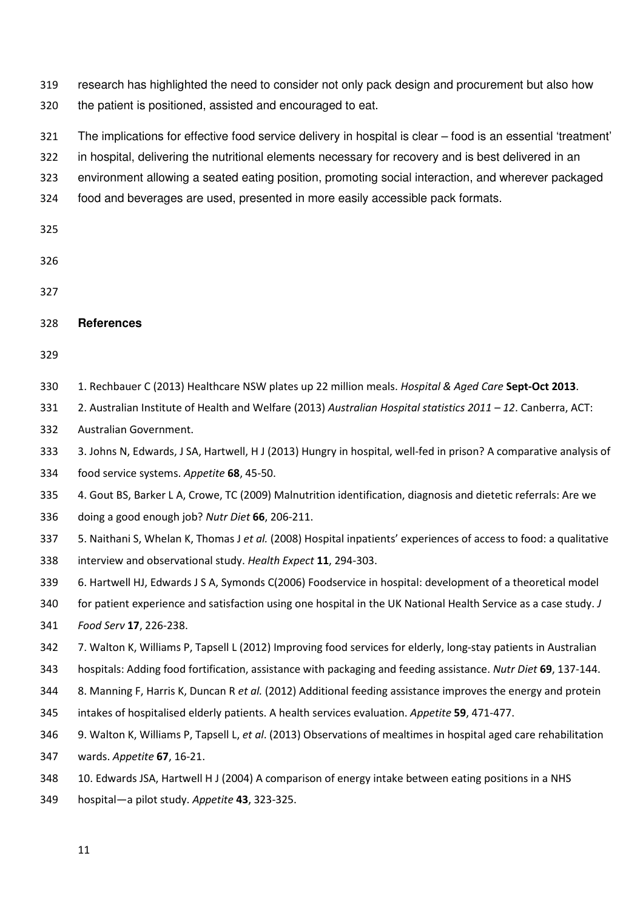research has highlighted the need to consider not only pack design and procurement but also how the patient is positioned, assisted and encouraged to eat.

The implications for effective food service delivery in hospital is clear – food is an essential 'treatment' in hospital, delivering the nutritional elements necessary for recovery and is best delivered in an environment allowing a seated eating position, promoting social interaction, and wherever packaged food and beverages are used, presented in more easily accessible pack formats.

## References

1. Rechbauer C (2013) Healthcare NSW plates up 22 million meals. *Hospital & Aged Care* **Sept-Oct 2013**.
2. Australian Institute of Health and Welfare (2013) *Australian Hospital statistics 2011 – 12*. Canberra, ACT: Australian Government.
3. Johns N, Edwards, J SA, Hartwell, H J (2013) Hungry in hospital, well-fed in prison? A comparative analysis of food service systems. *Appetite* **68**, 45-50.
4. Gout BS, Barker L A, Crowe, TC (2009) Malnutrition identification, diagnosis and dietetic referrals: Are we doing a good enough job? *Nutr Diet* **66**, 206-211.
5. Naithani S, Whelan K, Thomas J *et al.* (2008) Hospital inpatients' experiences of access to food: a qualitative interview and observational study. *Health Expect* **11**, 294-303.
6. Hartwell HJ, Edwards J S A, Symonds C(2006) Foodservice in hospital: development of a theoretical model for patient experience and satisfaction using one hospital in the UK National Health Service as a case study. *J Food Serv* **17**, 226-238.
7. Walton K, Williams P, Tapsell L (2012) Improving food services for elderly, long-stay patients in Australian hospitals: Adding food fortification, assistance with packaging and feeding assistance. *Nutr Diet* **69**, 137-144.
8. Manning F, Harris K, Duncan R *et al.* (2012) Additional feeding assistance improves the energy and protein intakes of hospitalised elderly patients. A health services evaluation. *Appetite* **59**, 471-477.
9. Walton K, Williams P, Tapsell L, *et al*. (2013) Observations of mealtimes in hospital aged care rehabilitation wards. *Appetite* **67**, 16-21.
10. Edwards JSA, Hartwell H J (2004) A comparison of energy intake between eating positions in a NHS hospital—a pilot study. *Appetite* **43**, 323-325.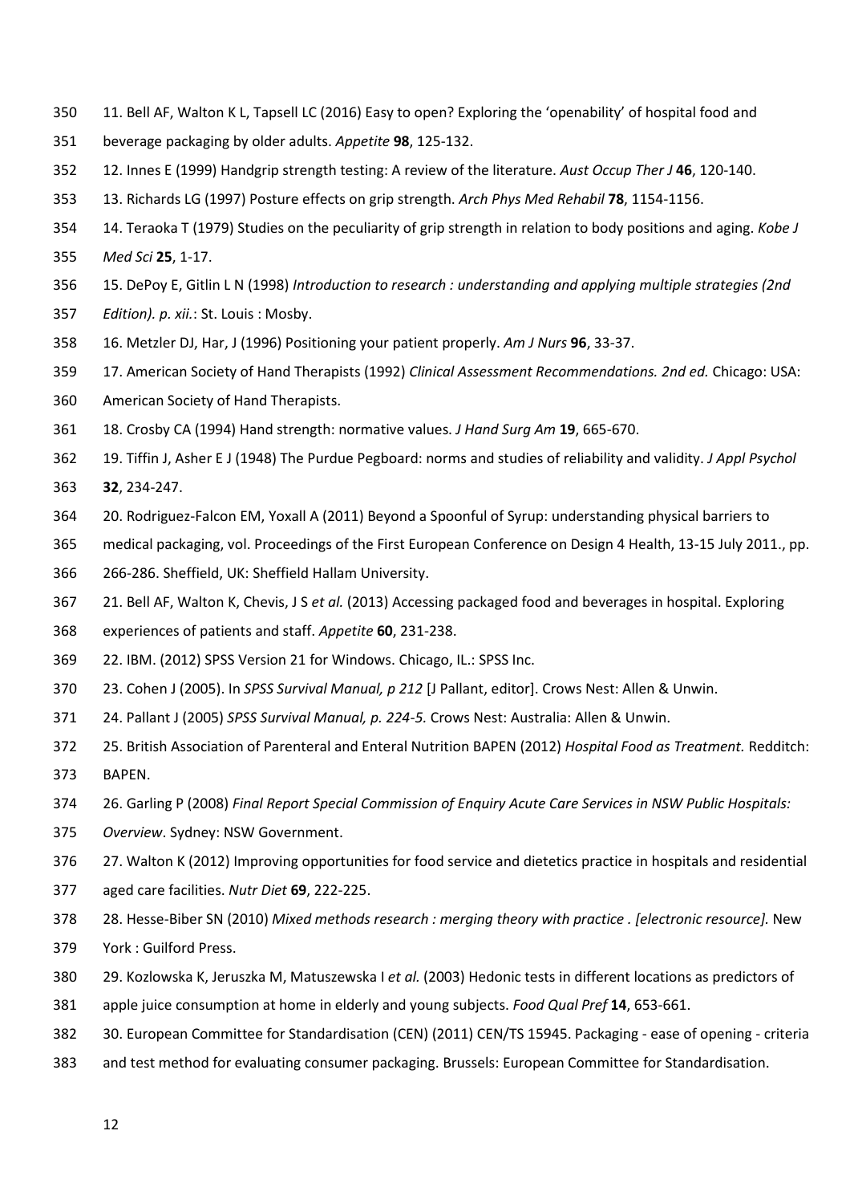11. Bell AF, Walton K L, Tapsell LC (2016) Easy to open? Exploring the 'openability' of hospital food and beverage packaging by older adults. *Appetite* **98**, 125-132.

12. Innes E (1999) Handgrip strength testing: A review of the literature. *Aust Occup Ther J* **46**, 120-140.

13. Richards LG (1997) Posture effects on grip strength. *Arch Phys Med Rehabil* **78**, 1154-1156.

14. Teraoka T (1979) Studies on the peculiarity of grip strength in relation to body positions and aging. *Kobe J Med Sci* **25**, 1-17.

15. DePoy E, Gitlin L N (1998) *Introduction to research : understanding and applying multiple strategies (2nd Edition). p. xii.*: St. Louis : Mosby.

16. Metzler DJ, Har, J (1996) Positioning your patient properly. *Am J Nurs* **96**, 33-37.

17. American Society of Hand Therapists (1992) *Clinical Assessment Recommendations. 2nd ed.* Chicago: USA: American Society of Hand Therapists.

18. Crosby CA (1994) Hand strength: normative values. *J Hand Surg Am* **19**, 665-670.

19. Tiffin J, Asher E J (1948) The Purdue Pegboard: norms and studies of reliability and validity. *J Appl Psychol* **32**, 234-247.

20. Rodriguez-Falcon EM, Yoxall A (2011) Beyond a Spoonful of Syrup: understanding physical barriers to medical packaging, vol. Proceedings of the First European Conference on Design 4 Health, 13-15 July 2011., pp. 266-286. Sheffield, UK: Sheffield Hallam University.

21. Bell AF, Walton K, Chevis, J S *et al.* (2013) Accessing packaged food and beverages in hospital. Exploring experiences of patients and staff. *Appetite* **60**, 231-238.

22. IBM. (2012) SPSS Version 21 for Windows. Chicago, IL.: SPSS Inc.

23. Cohen J (2005). In *SPSS Survival Manual, p 212* [J Pallant, editor]. Crows Nest: Allen & Unwin.

24. Pallant J (2005) *SPSS Survival Manual, p. 224-5.* Crows Nest: Australia: Allen & Unwin.

25. British Association of Parenteral and Enteral Nutrition BAPEN (2012) *Hospital Food as Treatment.* Redditch: BAPEN.

26. Garling P (2008) *Final Report Special Commission of Enquiry Acute Care Services in NSW Public Hospitals: Overview*. Sydney: NSW Government.

27. Walton K (2012) Improving opportunities for food service and dietetics practice in hospitals and residential aged care facilities. *Nutr Diet* **69**, 222-225.

28. Hesse-Biber SN (2010) *Mixed methods research : merging theory with practice . [electronic resource].* New York : Guilford Press.

29. Kozlowska K, Jeruszka M, Matuszewska I *et al.* (2003) Hedonic tests in different locations as predictors of apple juice consumption at home in elderly and young subjects. *Food Qual Pref* **14**, 653-661.

30. European Committee for Standardisation (CEN) (2011) CEN/TS 15945. Packaging - ease of opening - criteria and test method for evaluating consumer packaging. Brussels: European Committee for Standardisation.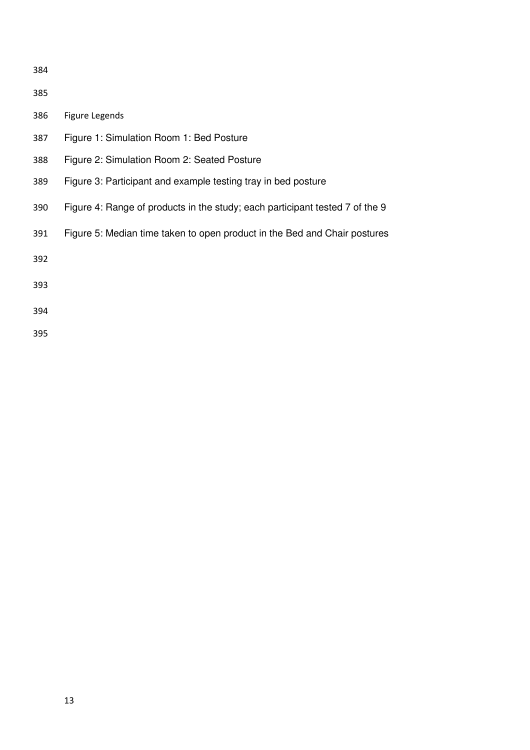Figure Legends

Figure 1: Simulation Room 1: Bed Posture

Figure 2: Simulation Room 2: Seated Posture

Figure 3: Participant and example testing tray in bed posture

Figure 4: Range of products in the study; each participant tested 7 of the 9

Figure 5: Median time taken to open product in the Bed and Chair postures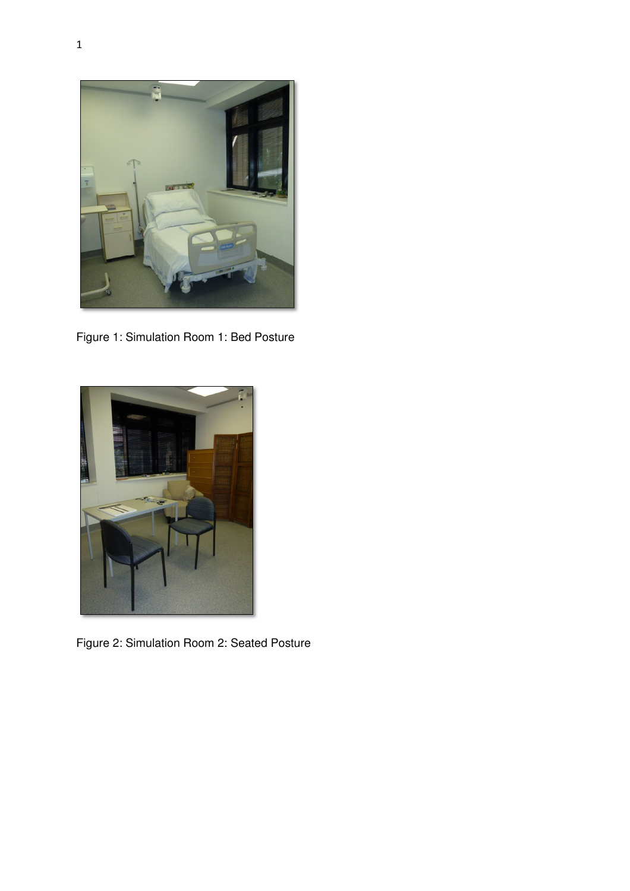Figure 1: Simulation Room 1: Bed Posture

Figure 2: Simulation Room 2: Seated Posture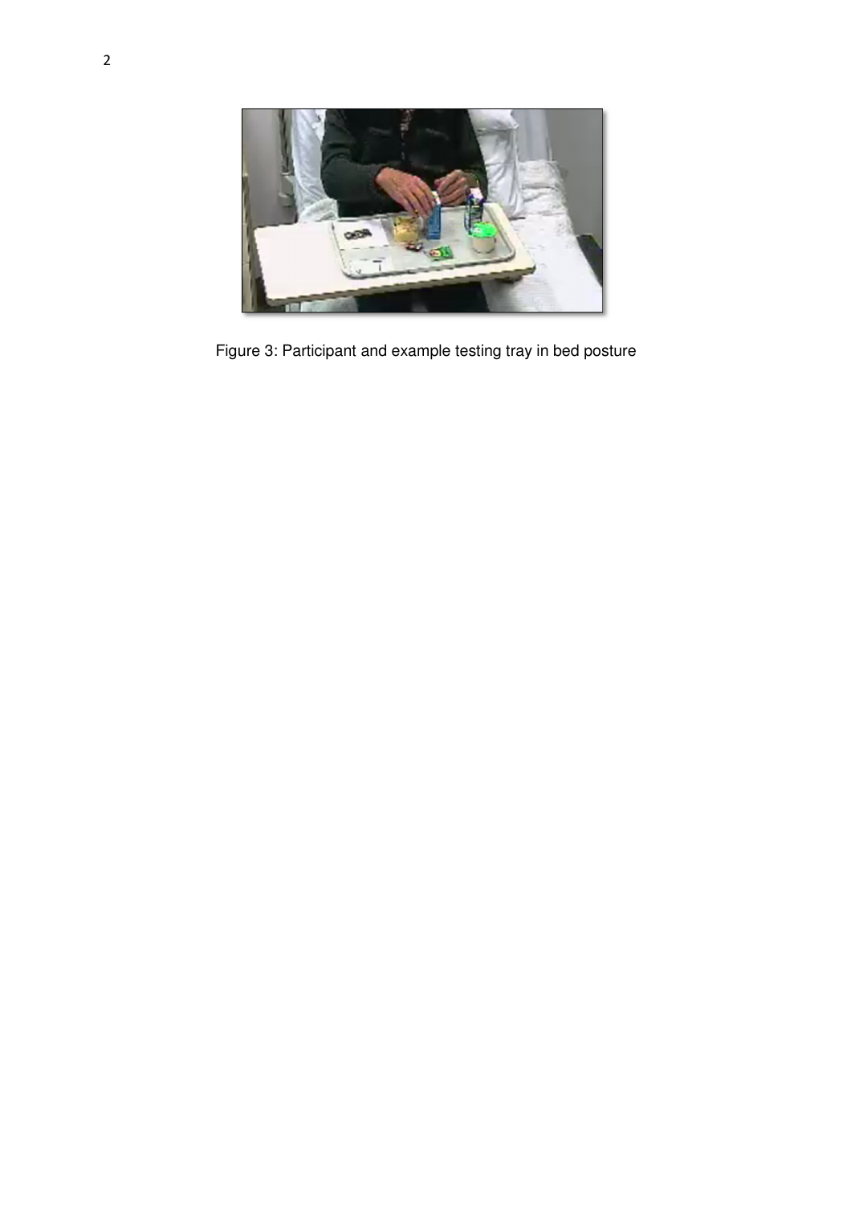Figure 3: Participant and example testing tray in bed posture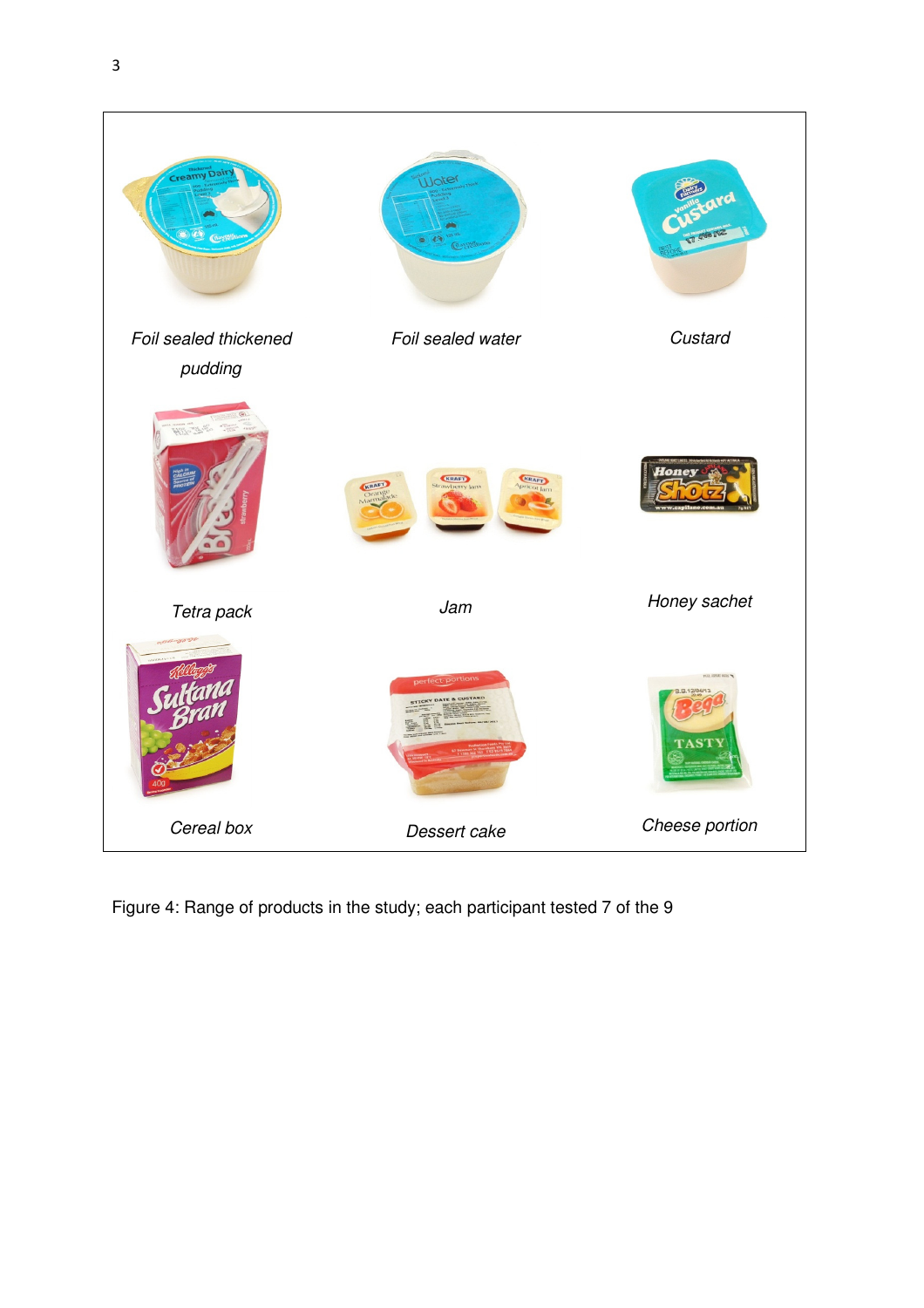*Foil sealed thickened pudding*

*Foil sealed water*

*Custard*

*Tetra pack*

*Jam*

*Honey sachet*

*Cereal box*

*Dessert cake*

*Cheese portion*

Figure 4: Range of products in the study; each participant tested 7 of the 9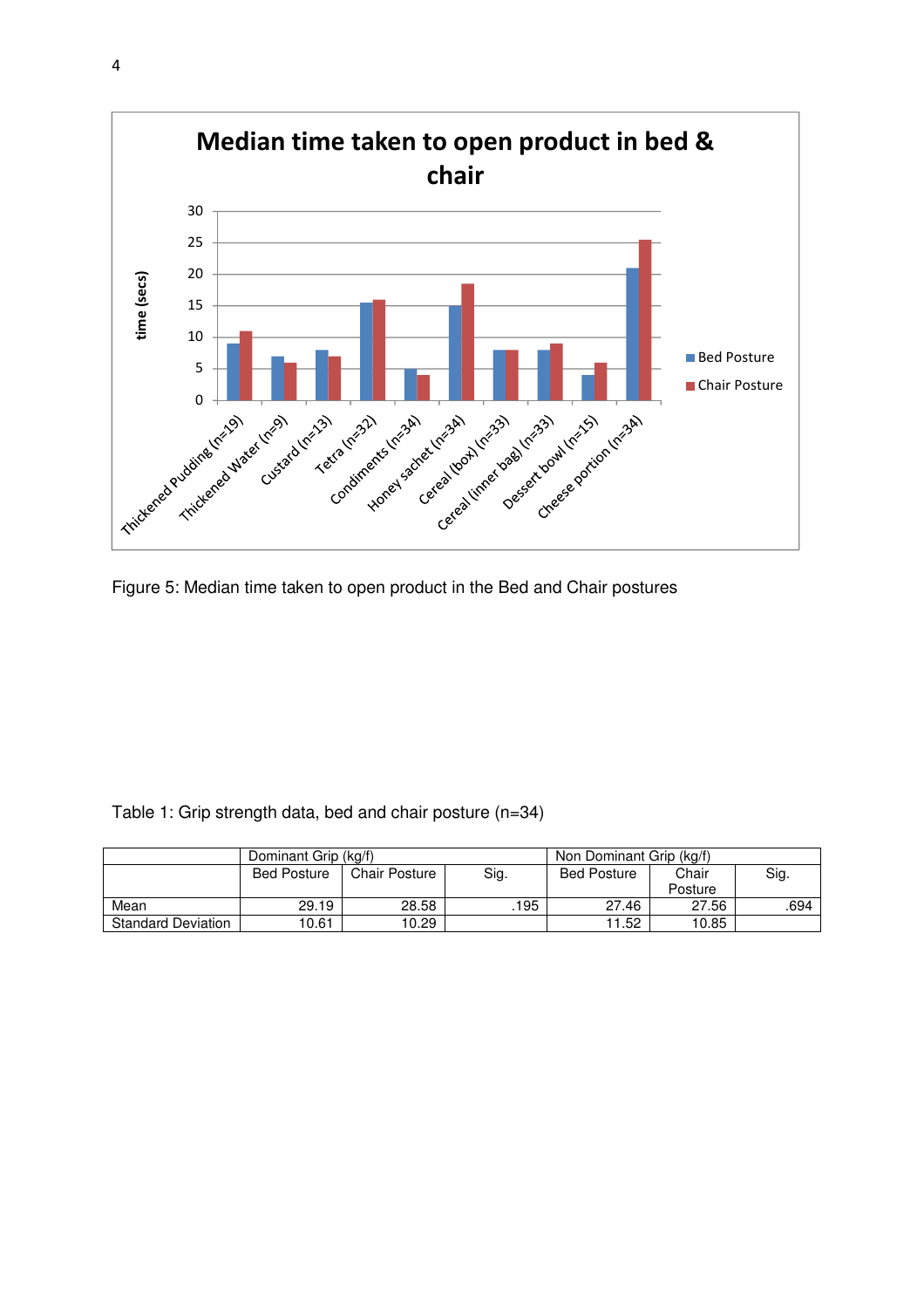Figure 5: Median time taken to open product in the Bed and Chair postures

Table 1: Grip strength data, bed and chair posture (n=34)

| | Dominant Grip (kg/f) | | | Non Dominant Grip (kg/f) | | |
|---|---|---|---|---|---|---|
| | Bed Posture | Chair Posture | Sig. | Bed Posture | Chair Posture | Sig. |
| Mean | 29.19 | 28.58 | .195 | 27.46 | 27.56 | .694 |
| Standard Deviation | 10.61 | 10.29 | | 11.52 | 10.85 | |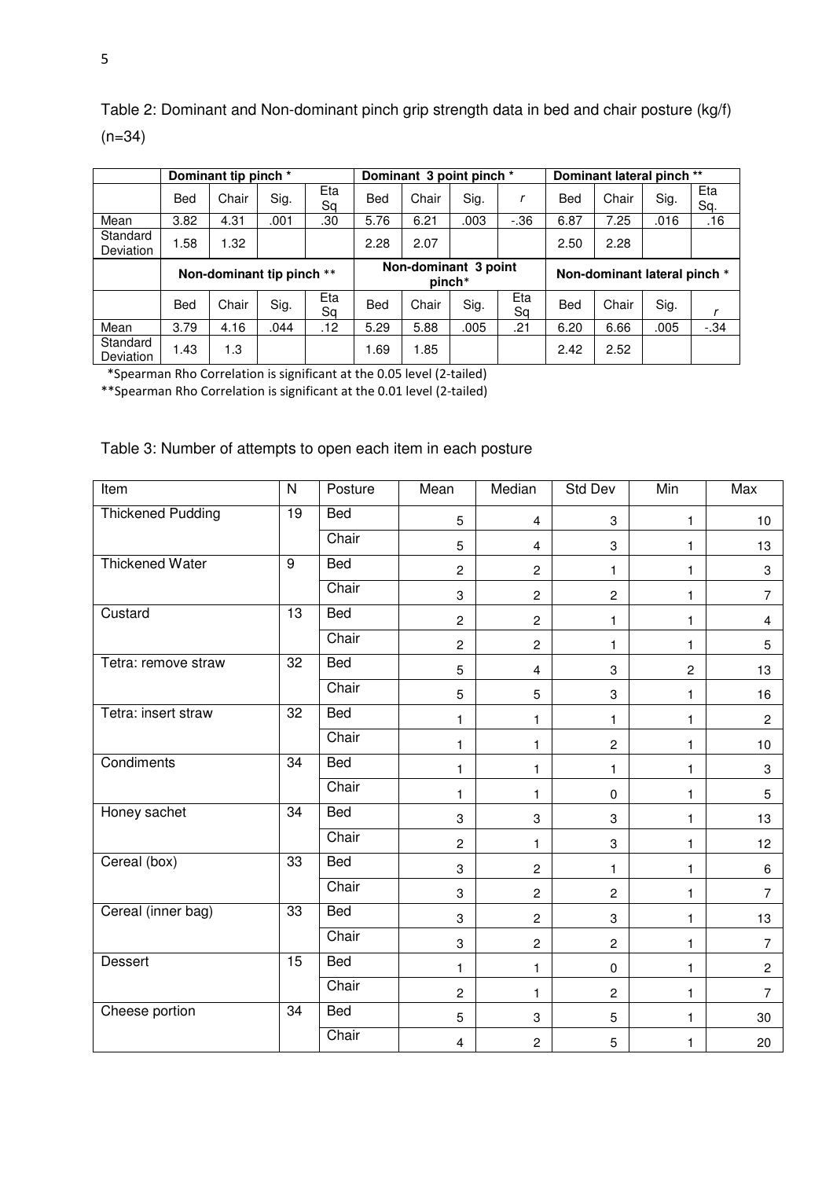Table 2: Dominant and Non-dominant pinch grip strength data in bed and chair posture (kg/f) (n=34)

| | Dominant tip pinch * | | | | Dominant 3 point pinch * | | | | Dominant lateral pinch ** | | | |
|---|---|---|---|---|---|---|---|---|---|---|---|---|
| | Bed | Chair | Sig. | Eta Sq | Bed | Chair | Sig. | *r* | Bed | Chair | Sig. | Eta Sq. |
| Mean | 3.82 | 4.31 | .001 | .30 | 5.76 | 6.21 | .003 | -.36 | 6.87 | 7.25 | .016 | .16 |
| Standard Deviation | 1.58 | 1.32 | | | 2.28 | 2.07 | | | 2.50 | 2.28 | | |
| | Non-dominant tip pinch ** | | | | Non-dominant 3 point pinch* | | | | Non-dominant lateral pinch * | | | |
| | Bed | Chair | Sig. | Eta Sq | Bed | Chair | Sig. | Eta Sq | Bed | Chair | Sig. | *r* |
| Mean | 3.79 | 4.16 | .044 | .12 | 5.29 | 5.88 | .005 | .21 | 6.20 | 6.66 | .005 | -.34 |
| Standard Deviation | 1.43 | 1.3 | | | 1.69 | 1.85 | | | 2.42 | 2.52 | | |

*Spearman Rho Correlation is significant at the 0.05 level (2-tailed)

**Spearman Rho Correlation is significant at the 0.01 level (2-tailed)

Table 3: Number of attempts to open each item in each posture

| Item | N | Posture | Mean | Median | Std Dev | Min | Max |
|---|---|---|---|---|---|---|---|
| Thickened Pudding | 19 | Bed | 5 | 4 | 3 | 1 | 10 |
| | | Chair | 5 | 4 | 3 | 1 | 13 |
| Thickened Water | 9 | Bed | 2 | 2 | 1 | 1 | 3 |
| | | Chair | 3 | 2 | 2 | 1 | 7 |
| Custard | 13 | Bed | 2 | 2 | 1 | 1 | 4 |
| | | Chair | 2 | 2 | 1 | 1 | 5 |
| Tetra: remove straw | 32 | Bed | 5 | 4 | 3 | 2 | 13 |
| | | Chair | 5 | 5 | 3 | 1 | 16 |
| Tetra: insert straw | 32 | Bed | 1 | 1 | 1 | 1 | 2 |
| | | Chair | 1 | 1 | 2 | 1 | 10 |
| Condiments | 34 | Bed | 1 | 1 | 1 | 1 | 3 |
| | | Chair | 1 | 1 | 0 | 1 | 5 |
| Honey sachet | 34 | Bed | 3 | 3 | 3 | 1 | 13 |
| | | Chair | 2 | 1 | 3 | 1 | 12 |
| Cereal (box) | 33 | Bed | 3 | 2 | 1 | 1 | 6 |
| | | Chair | 3 | 2 | 2 | 1 | 7 |
| Cereal (inner bag) | 33 | Bed | 3 | 2 | 3 | 1 | 13 |
| | | Chair | 3 | 2 | 2 | 1 | 7 |
| Dessert | 15 | Bed | 1 | 1 | 0 | 1 | 2 |
| | | Chair | 2 | 1 | 2 | 1 | 7 |
| Cheese portion | 34 | Bed | 5 | 3 | 5 | 1 | 30 |
| | | Chair | 4 | 2 | 5 | 1 | 20 |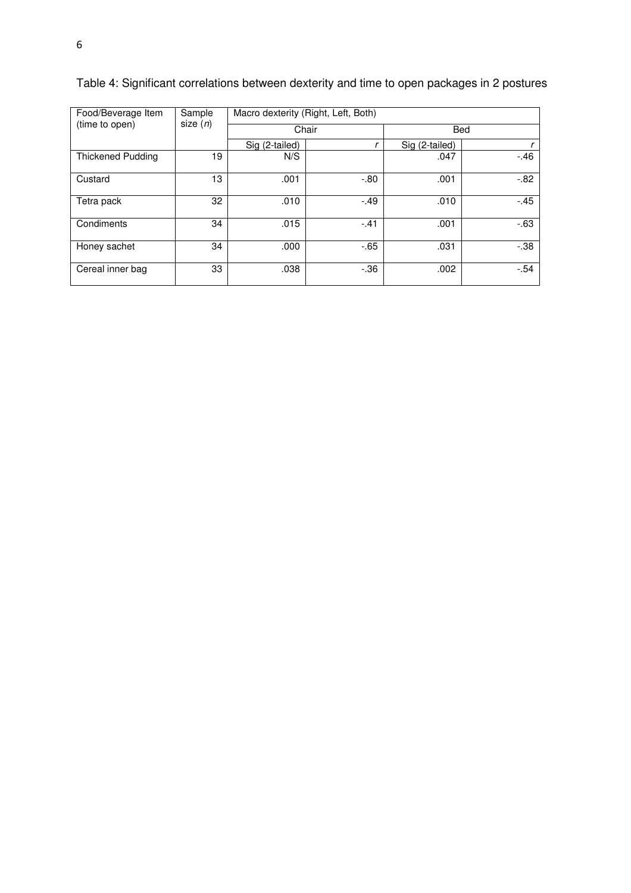Table 4: Significant correlations between dexterity and time to open packages in 2 postures

| Food/Beverage Item (time to open) | Sample size (*n*) | Macro dexterity (Right, Left, Both) | | | |
|---|---|---|---|---|---|
| | | Chair | | Bed | |
| | | Sig (2-tailed) | *r* | Sig (2-tailed) | *r* |
| Thickened Pudding | 19 | N/S | | .047 | -.46 |
| Custard | 13 | .001 | -.80 | .001 | -.82 |
| Tetra pack | 32 | .010 | -.49 | .010 | -.45 |
| Condiments | 34 | .015 | -.41 | .001 | -.63 |
| Honey sachet | 34 | .000 | -.65 | .031 | -.38 |
| Cereal inner bag | 33 | .038 | -.36 | .002 | -.54 |